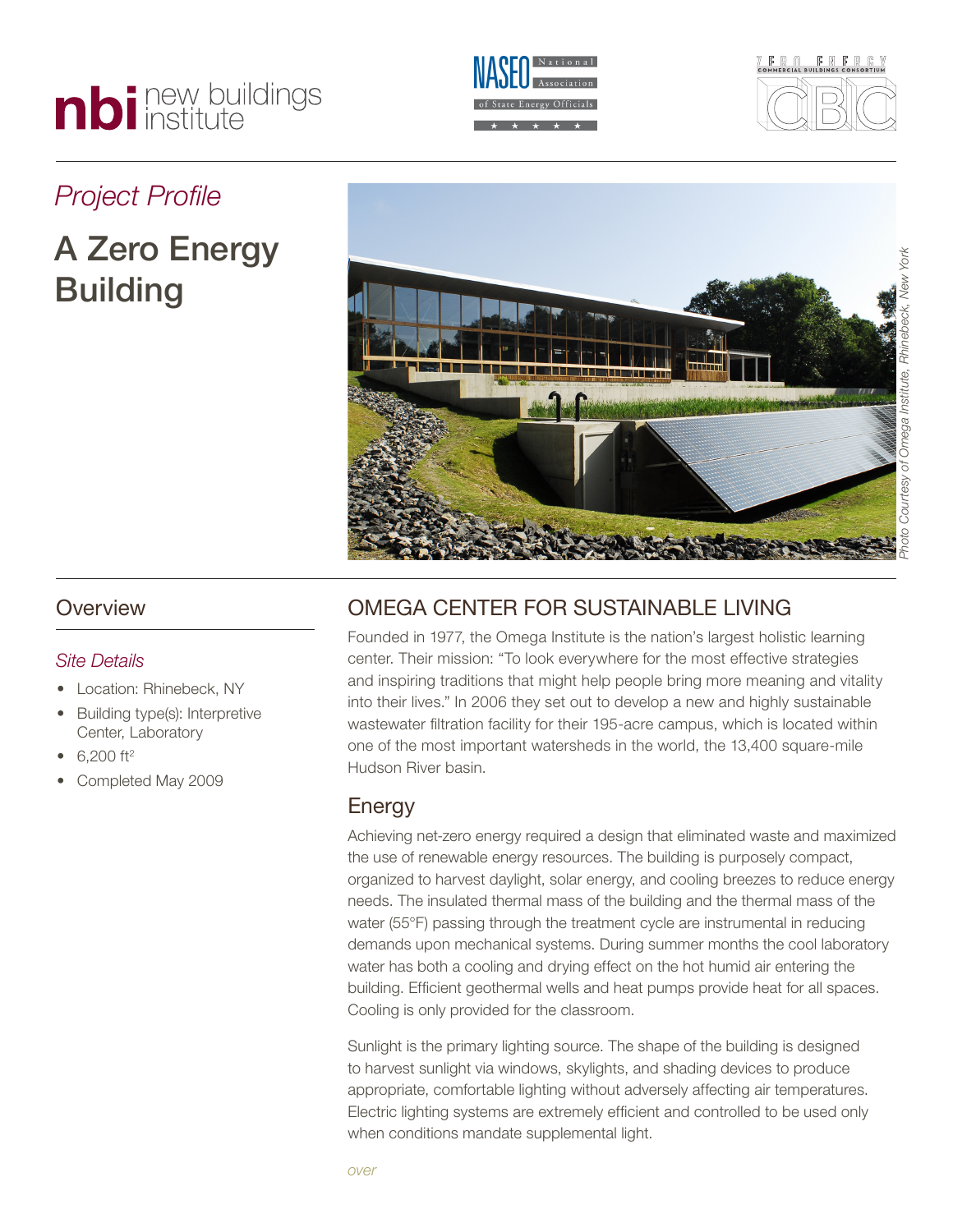# Project Profile

# A Zero Energy Building

*Photo Courtesy of Omega Institute, Rhinebeck, New York*

## Overview

### *Site Details*

- Location: Rhinebeck, NY
- Building type(s): Interpretive Center, Laboratory
- 6,200 ft$^2$
- Completed May 2009

## OMEGA CENTER FOR SUSTAINABLE LIVING

Founded in 1977, the Omega Institute is the nation's largest holistic learning center. Their mission: "To look everywhere for the most effective strategies and inspiring traditions that might help people bring more meaning and vitality into their lives." In 2006 they set out to develop a new and highly sustainable wastewater filtration facility for their 195-acre campus, which is located within one of the most important watersheds in the world, the 13,400 square-mile Hudson River basin.

### Energy

Achieving net-zero energy required a design that eliminated waste and maximized the use of renewable energy resources. The building is purposely compact, organized to harvest daylight, solar energy, and cooling breezes to reduce energy needs. The insulated thermal mass of the building and the thermal mass of the water (55°F) passing through the treatment cycle are instrumental in reducing demands upon mechanical systems. During summer months the cool laboratory water has both a cooling and drying effect on the hot humid air entering the building. Efficient geothermal wells and heat pumps provide heat for all spaces. Cooling is only provided for the classroom.

Sunlight is the primary lighting source. The shape of the building is designed to harvest sunlight via windows, skylights, and shading devices to produce appropriate, comfortable lighting without adversely affecting air temperatures. Electric lighting systems are extremely efficient and controlled to be used only when conditions mandate supplemental light.

*over*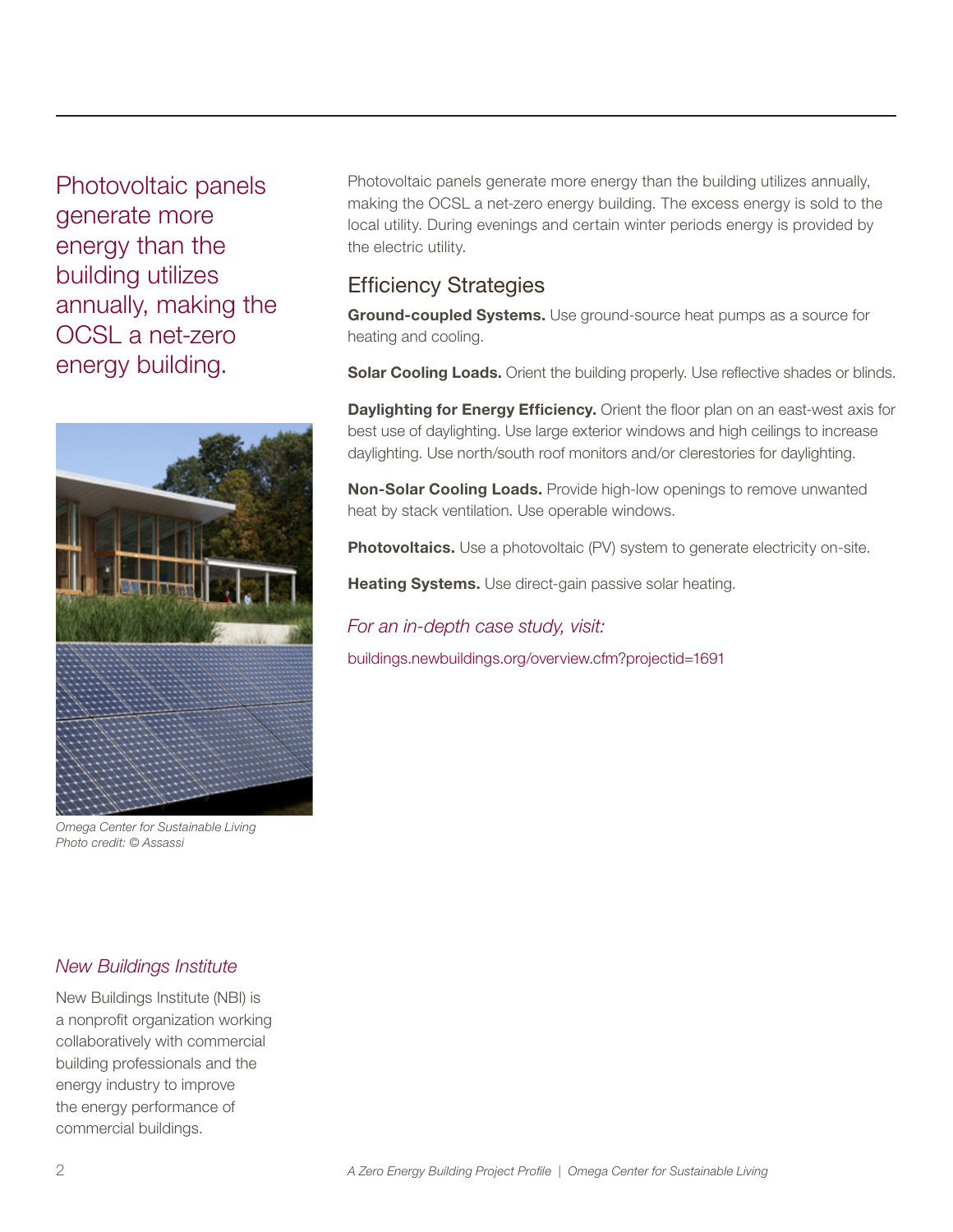Photovoltaic panels generate more energy than the building utilizes annually, making the OCSL a net-zero energy building.

Photovoltaic panels generate more energy than the building utilizes annually, making the OCSL a net-zero energy building. The excess energy is sold to the local utility. During evenings and certain winter periods energy is provided by the electric utility.

## Efficiency Strategies

**Ground-coupled Systems.** Use ground-source heat pumps as a source for heating and cooling.

**Solar Cooling Loads.** Orient the building properly. Use reflective shades or blinds.

**Daylighting for Energy Efficiency.** Orient the floor plan on an east-west axis for best use of daylighting. Use large exterior windows and high ceilings to increase daylighting. Use north/south roof monitors and/or clerestories for daylighting.

**Non-Solar Cooling Loads.** Provide high-low openings to remove unwanted heat by stack ventilation. Use operable windows.

**Photovoltaics.** Use a photovoltaic (PV) system to generate electricity on-site.

**Heating Systems.** Use direct-gain passive solar heating.

*For an in-depth case study, visit:*

buildings.newbuildings.org/overview.cfm?projectid=1691

*Omega Center for Sustainable Living*
*Photo credit: © Assassi*

### *New Buildings Institute*

New Buildings Institute (NBI) is a nonprofit organization working collaboratively with commercial building professionals and the energy industry to improve the energy performance of commercial buildings.